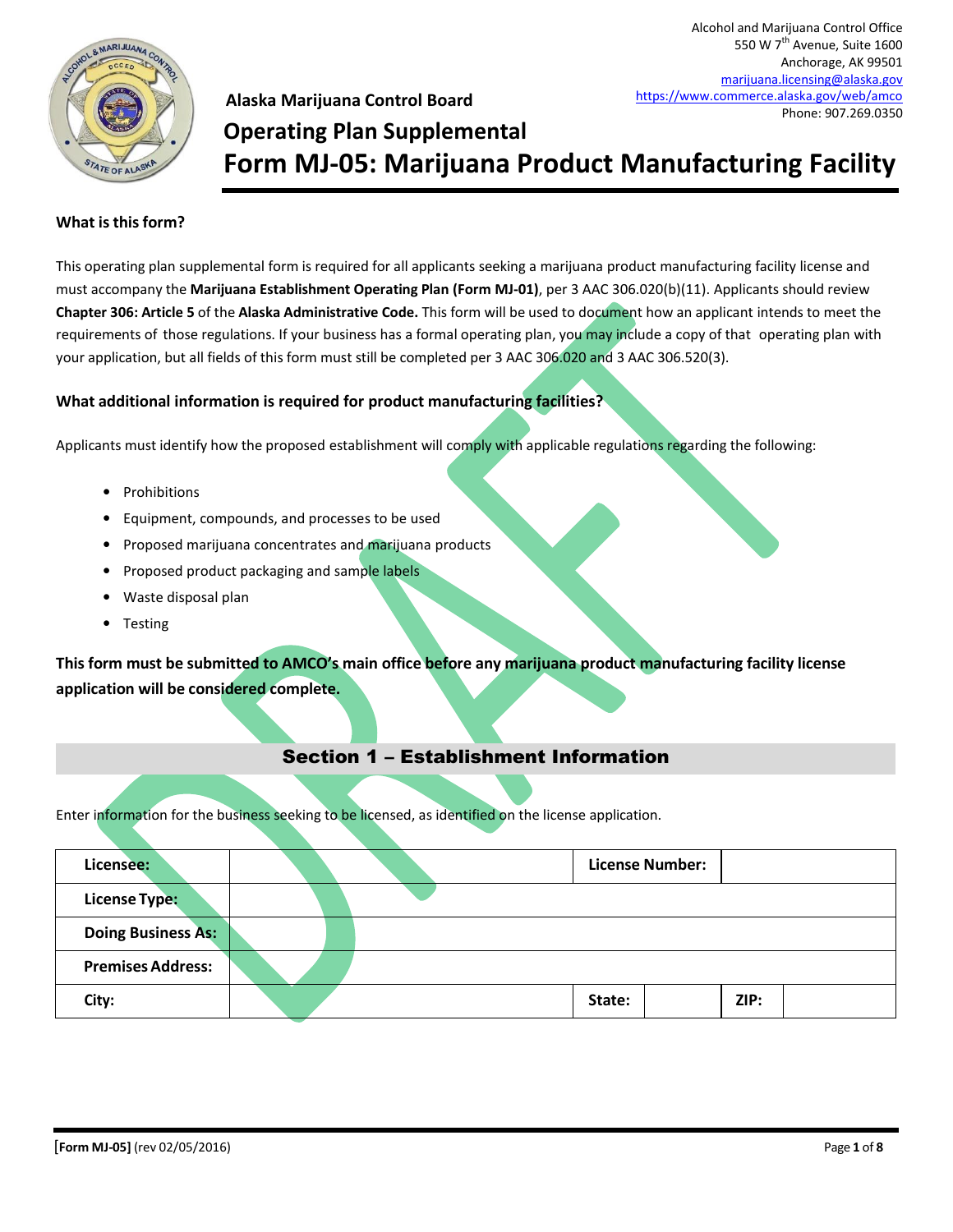Alcohol and Marijuana Control Office
550 W 7th Avenue, Suite 1600
Anchorage, AK 99501
marijuana.licensing@alaska.gov
https://www.commerce.alaska.gov/web/amco
Phone: 907.269.0350

**Alaska Marijuana Control Board**

# Operating Plan Supplemental
# Form MJ-05: Marijuana Product Manufacturing Facility

**What is this form?**

This operating plan supplemental form is required for all applicants seeking a marijuana product manufacturing facility license and must accompany the **Marijuana Establishment Operating Plan (Form MJ-01)**, per 3 AAC 306.020(b)(11). Applicants should review **Chapter 306: Article 5** of the **Alaska Administrative Code.** This form will be used to document how an applicant intends to meet the requirements of those regulations. If your business has a formal operating plan, you may include a copy of that operating plan with your application, but all fields of this form must still be completed per 3 AAC 306.020 and 3 AAC 306.520(3).

**What additional information is required for product manufacturing facilities?**

Applicants must identify how the proposed establishment will comply with applicable regulations regarding the following:

- Prohibitions
- Equipment, compounds, and processes to be used
- Proposed marijuana concentrates and marijuana products
- Proposed product packaging and sample labels
- Waste disposal plan
- Testing

**This form must be submitted to AMCO's main office before any marijuana product manufacturing facility license application will be considered complete.**

## Section 1 – Establishment Information

Enter information for the business seeking to be licensed, as identified on the license application.

| **Licensee:** | | **License Number:** | | | |
|---|---|---|---|---|---|
| **License Type:** | | | | | |
| **Doing Business As:** | | | | | |
| **Premises Address:** | | | | | |
| **City:** | | **State:** | | **ZIP:** | |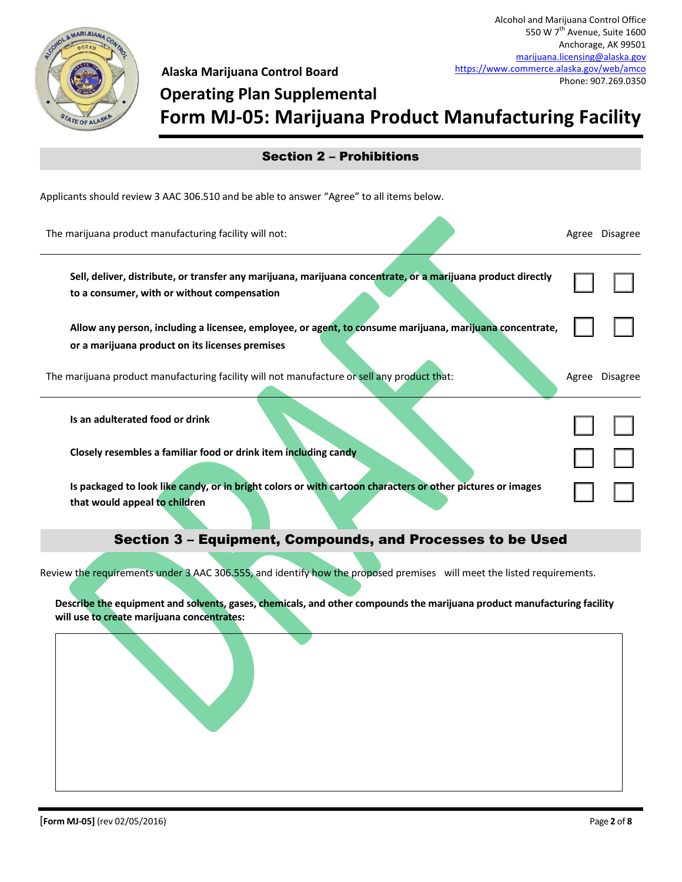Alcohol and Marijuana Control Office
550 W 7th Avenue, Suite 1600
Anchorage, AK 99501
marijuana.licensing@alaska.gov
https://www.commerce.alaska.gov/web/amco
Phone: 907.269.0350

Alaska Marijuana Control Board

# Operating Plan Supplemental
# Form MJ-05: Marijuana Product Manufacturing Facility

## Section 2 – Prohibitions

Applicants should review 3 AAC 306.510 and be able to answer "Agree" to all items below.

| The marijuana product manufacturing facility will not: | Agree | Disagree |
|---|---|---|
| **Sell, deliver, distribute, or transfer any marijuana, marijuana concentrate, or a marijuana product directly to a consumer, with or without compensation** | ☐ | ☐ |
| **Allow any person, including a licensee, employee, or agent, to consume marijuana, marijuana concentrate, or a marijuana product on its licenses premises** | ☐ | ☐ |

| The marijuana product manufacturing facility will not manufacture or sell any product that: | Agree | Disagree |
|---|---|---|
| **Is an adulterated food or drink** | ☐ | ☐ |
| **Closely resembles a familiar food or drink item including candy** | ☐ | ☐ |
| **Is packaged to look like candy, or in bright colors or with cartoon characters or other pictures or images that would appeal to children** | ☐ | ☐ |

## Section 3 – Equipment, Compounds, and Processes to be Used

Review the requirements under 3 AAC 306.555, and identify how the proposed premises will meet the listed requirements.

**Describe the equipment and solvents, gases, chemicals, and other compounds the marijuana product manufacturing facility will use to create marijuana concentrates:**

[Form MJ-05] (rev 02/05/2016)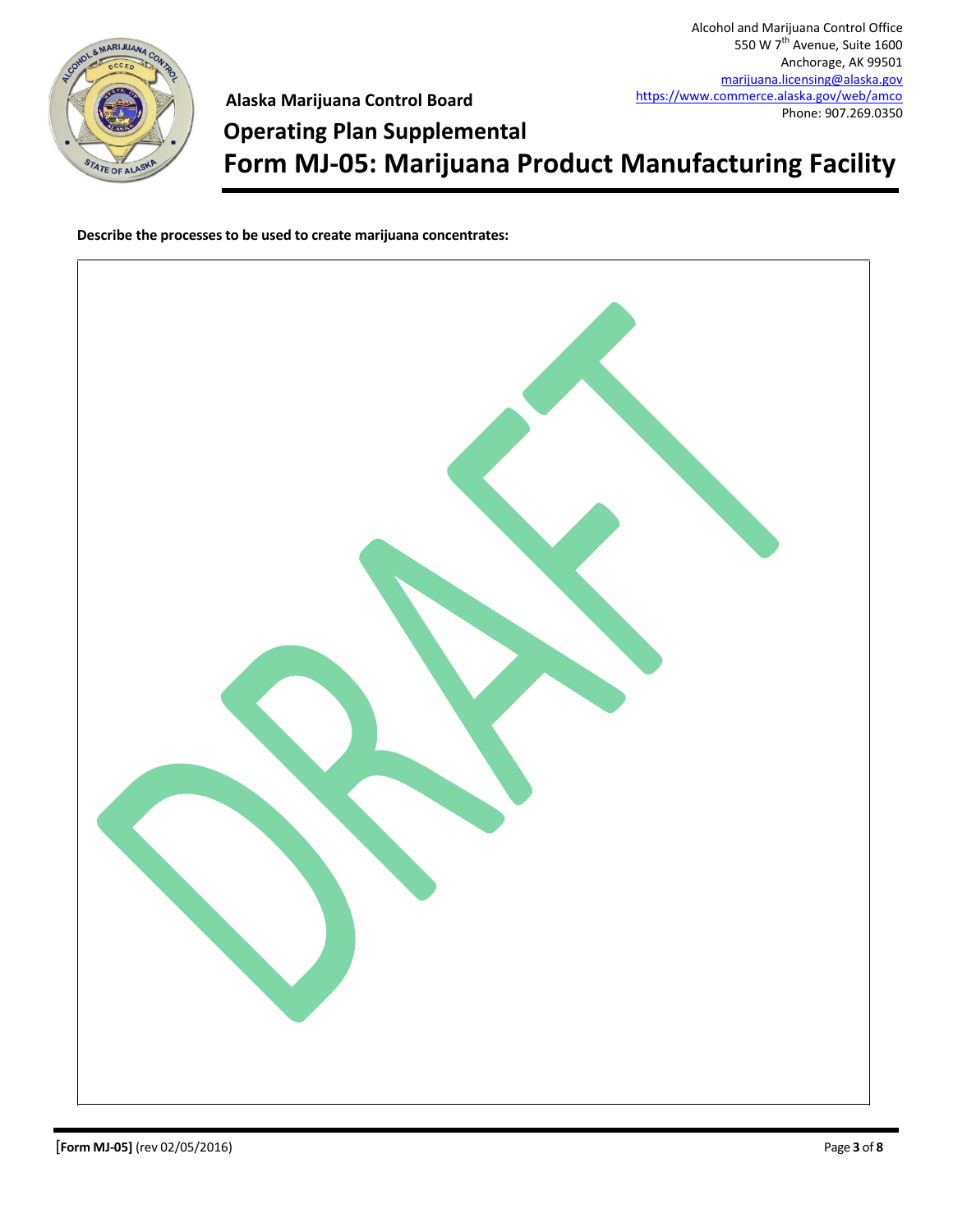Describe the processes to be used to create marijuana concentrates:

DRAFT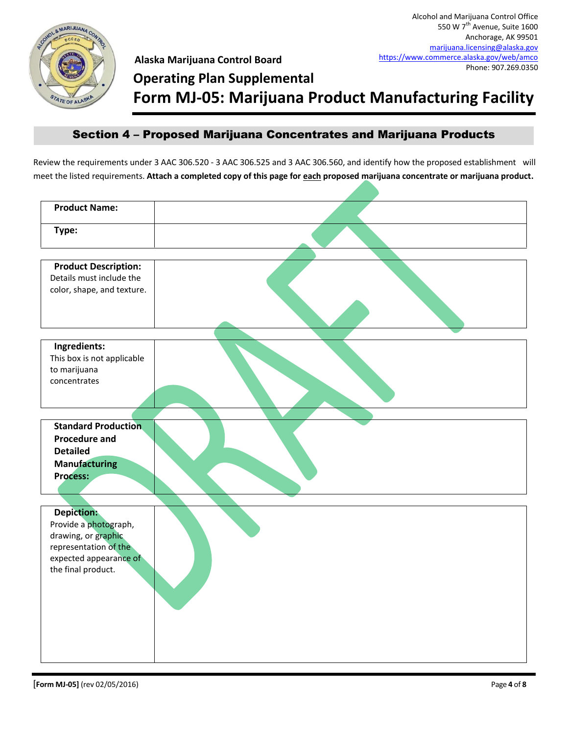Alcohol and Marijuana Control Office
550 W 7th Avenue, Suite 1600
Anchorage, AK 99501
marijuana.licensing@alaska.gov
https://www.commerce.alaska.gov/web/amco
Phone: 907.269.0350

**Alaska Marijuana Control Board**

# Operating Plan Supplemental

# Form MJ-05: Marijuana Product Manufacturing Facility

## Section 4 – Proposed Marijuana Concentrates and Marijuana Products

Review the requirements under 3 AAC 306.520 - 3 AAC 306.525 and 3 AAC 306.560, and identify how the proposed establishment will meet the listed requirements. **Attach a completed copy of this page for each proposed marijuana concentrate or marijuana product.**

| | |
|---|---|
| **Product Name:** | |
| **Type:** | |

| | |
|---|---|
| **Product Description:** Details must include the color, shape, and texture. | |

| | |
|---|---|
| **Ingredients:** This box is not applicable to marijuana concentrates | |

| | |
|---|---|
| **Standard Production Procedure and Detailed Manufacturing Process:** | |

| | |
|---|---|
| **Depiction:** Provide a photograph, drawing, or graphic representation of the expected appearance of the final product. | |

DRAFT

**[Form MJ-05]** (rev 02/05/2016)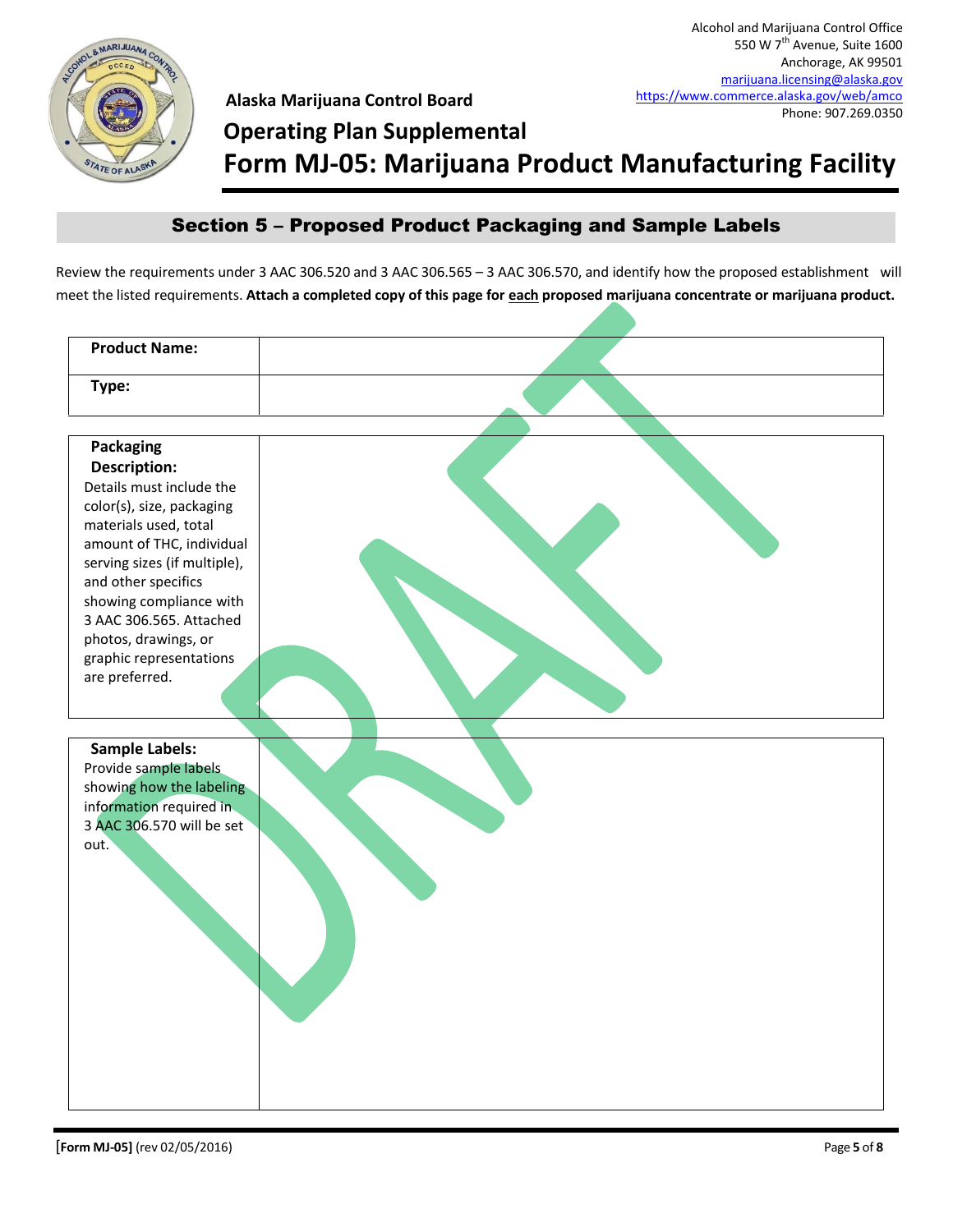Alcohol and Marijuana Control Office
550 W 7th Avenue, Suite 1600
Anchorage, AK 99501
marijuana.licensing@alaska.gov
https://www.commerce.alaska.gov/web/amco
Phone: 907.269.0350

**Alaska Marijuana Control Board**

# Operating Plan Supplemental

# Form MJ-05: Marijuana Product Manufacturing Facility

## Section 5 – Proposed Product Packaging and Sample Labels

Review the requirements under 3 AAC 306.520 and 3 AAC 306.565 – 3 AAC 306.570, and identify how the proposed establishment will meet the listed requirements. **Attach a completed copy of this page for each proposed marijuana concentrate or marijuana product.**

| | |
|---|---|
| **Product Name:** | |
| **Type:** | |

| | |
|---|---|
| **Packaging Description:** Details must include the color(s), size, packaging materials used, total amount of THC, individual serving sizes (if multiple), and other specifics showing compliance with 3 AAC 306.565. Attached photos, drawings, or graphic representations are preferred. | |

| | |
|---|---|
| **Sample Labels:** Provide sample labels showing how the labeling information required in 3 AAC 306.570 will be set out. | |

DRAFT

**[Form MJ-05]** (rev 02/05/2016)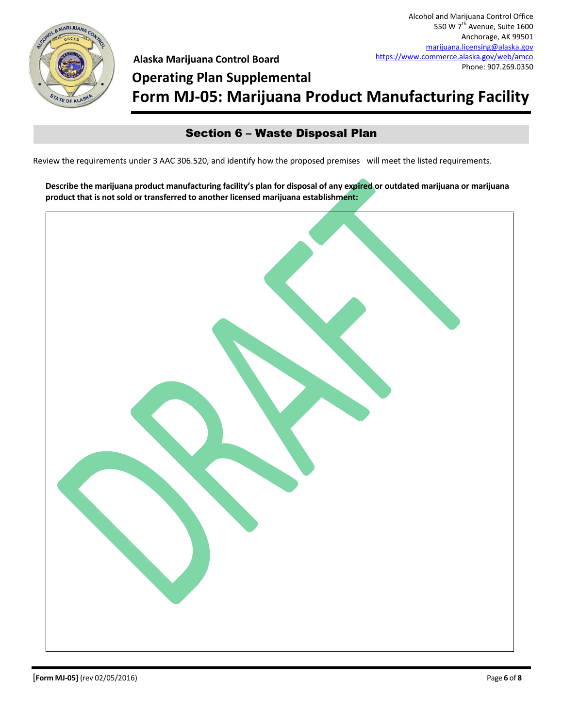Alcohol and Marijuana Control Office
550 W 7th Avenue, Suite 1600
Anchorage, AK 99501
marijuana.licensing@alaska.gov
https://www.commerce.alaska.gov/web/amco
Phone: 907.269.0350

**Alaska Marijuana Control Board**

# Operating Plan Supplemental
# Form MJ-05: Marijuana Product Manufacturing Facility

## Section 6 – Waste Disposal Plan

Review the requirements under 3 AAC 306.520, and identify how the proposed premises will meet the listed requirements.

**Describe the marijuana product manufacturing facility's plan for disposal of any expired or outdated marijuana or marijuana product that is not sold or transferred to another licensed marijuana establishment:**

DRAFT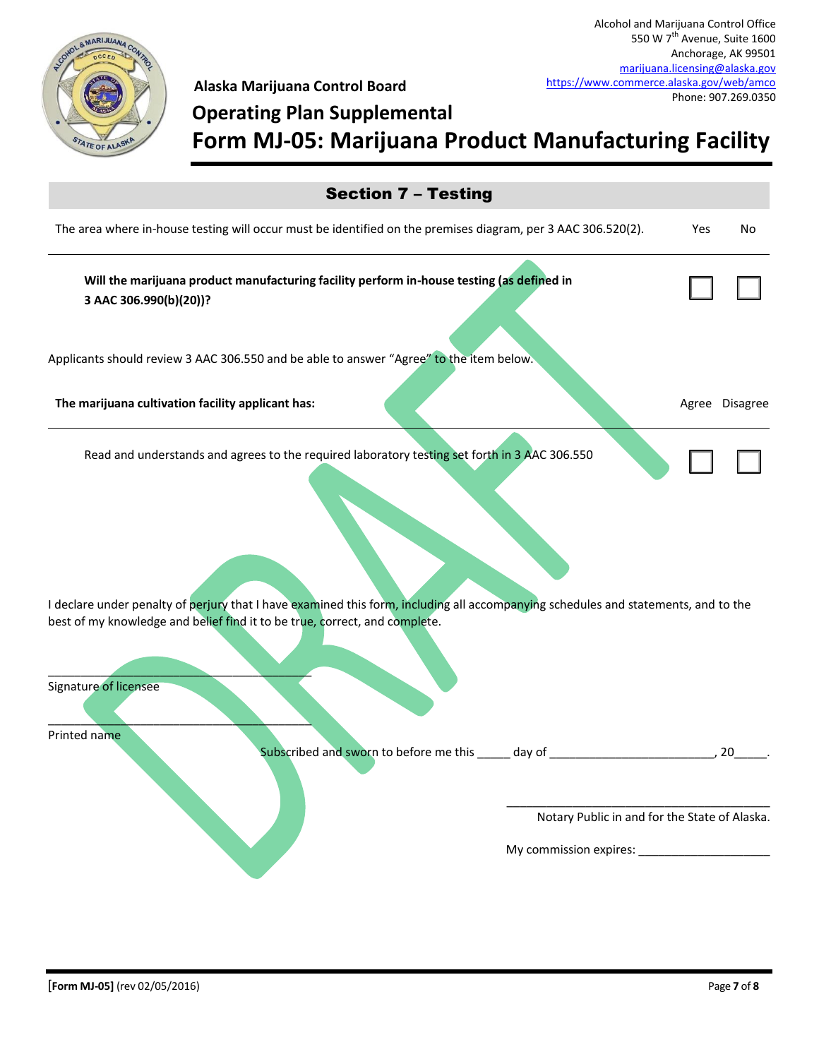Alcohol and Marijuana Control Office
550 W 7th Avenue, Suite 1600
Anchorage, AK 99501
marijuana.licensing@alaska.gov
https://www.commerce.alaska.gov/web/amco
Phone: 907.269.0350

**Alaska Marijuana Control Board**

# Operating Plan Supplemental

# Form MJ-05: Marijuana Product Manufacturing Facility

## Section 7 – Testing

| The area where in-house testing will occur must be identified on the premises diagram, per 3 AAC 306.520(2). | Yes | No |
|---|---|---|
| **Will the marijuana product manufacturing facility perform in-house testing (as defined in 3 AAC 306.990(b)(20))?** | ☐ | ☐ |

Applicants should review 3 AAC 306.550 and be able to answer "Agree" to the item below.

| **The marijuana cultivation facility applicant has:** | Agree | Disagree |
|---|---|---|
| Read and understands and agrees to the required laboratory testing set forth in 3 AAC 306.550 | ☐ | ☐ |

I declare under penalty of perjury that I have examined this form, including all accompanying schedules and statements, and to the best of my knowledge and belief find it to be true, correct, and complete.

\_\_\_\_\_\_\_\_\_\_\_\_\_\_\_\_\_\_\_\_\_\_\_\_\_\_\_\_\_\_\_\_\_\_\_\_\_\_\_\_
Signature of licensee

\_\_\_\_\_\_\_\_\_\_\_\_\_\_\_\_\_\_\_\_\_\_\_\_\_\_\_\_\_\_\_\_\_\_\_\_\_\_\_\_
Printed name

Subscribed and sworn to before me this \_\_\_\_\_ day of \_\_\_\_\_\_\_\_\_\_\_\_\_\_\_\_\_\_\_\_\_\_\_\_\_, 20\_\_\_\_\_.

\_\_\_\_\_\_\_\_\_\_\_\_\_\_\_\_\_\_\_\_\_\_\_\_\_\_\_\_\_\_\_\_\_\_\_\_\_\_\_\_
Notary Public in and for the State of Alaska.

My commission expires: \_\_\_\_\_\_\_\_\_\_\_\_\_\_\_\_\_\_\_\_

[Form MJ-05] (rev 02/05/2016)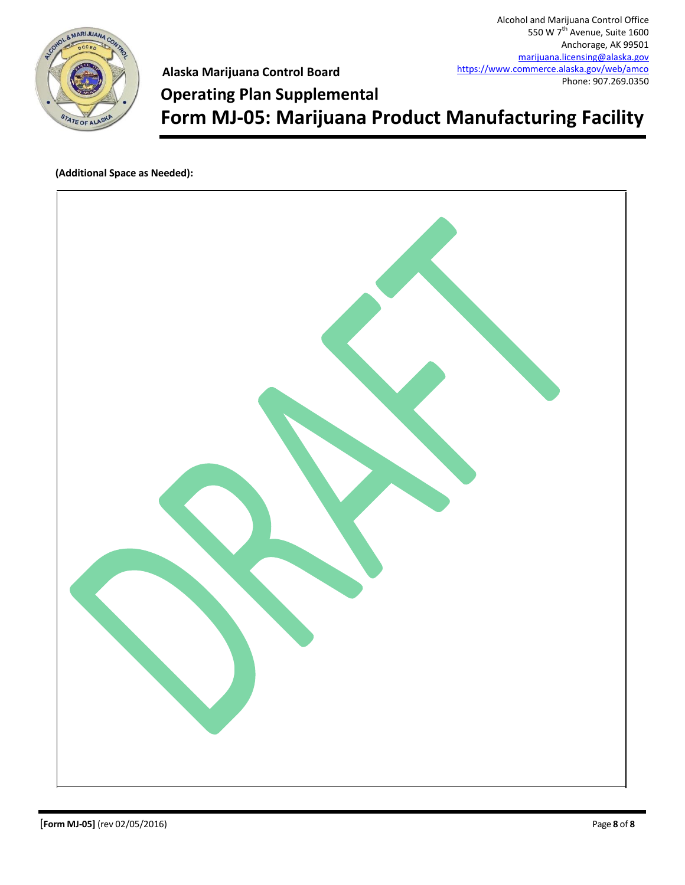Alcohol and Marijuana Control Office
550 W 7th Avenue, Suite 1600
Anchorage, AK 99501
marijuana.licensing@alaska.gov
https://www.commerce.alaska.gov/web/amco
Phone: 907.269.0350

**Alaska Marijuana Control Board**

# Operating Plan Supplemental
# Form MJ-05: Marijuana Product Manufacturing Facility

**(Additional Space as Needed):**

DRAFT